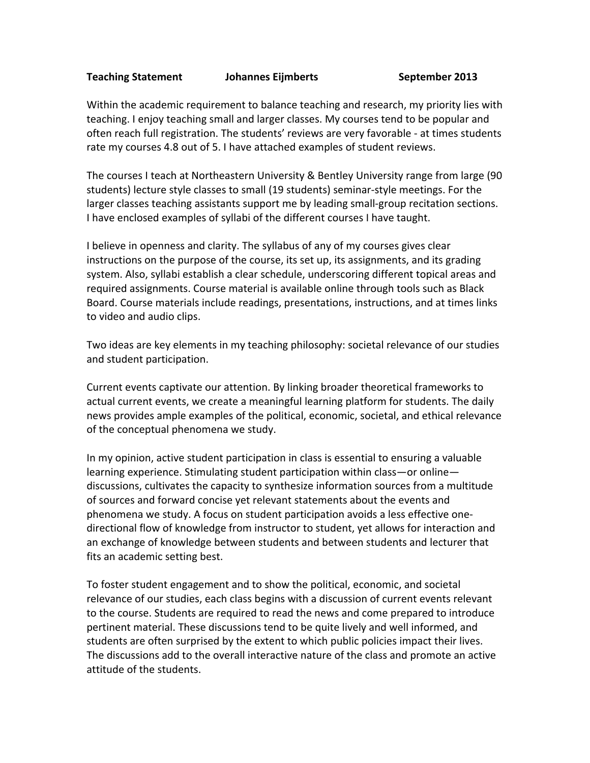**Teaching Statement Johannes Eijmberts September 2013**

Within the academic requirement to balance teaching and research, my priority lies with teaching. I enjoy teaching small and larger classes. My courses tend to be popular and often reach full registration. The students' reviews are very favorable - at times students rate my courses 4.8 out of 5. I have attached examples of student reviews.

The courses I teach at Northeastern University & Bentley University range from large (90 students) lecture style classes to small (19 students) seminar-style meetings. For the larger classes teaching assistants support me by leading small-group recitation sections. I have enclosed examples of syllabi of the different courses I have taught.

I believe in openness and clarity. The syllabus of any of my courses gives clear instructions on the purpose of the course, its set up, its assignments, and its grading system. Also, syllabi establish a clear schedule, underscoring different topical areas and required assignments. Course material is available online through tools such as Black Board. Course materials include readings, presentations, instructions, and at times links to video and audio clips.

Two ideas are key elements in my teaching philosophy: societal relevance of our studies and student participation.

Current events captivate our attention. By linking broader theoretical frameworks to actual current events, we create a meaningful learning platform for students. The daily news provides ample examples of the political, economic, societal, and ethical relevance of the conceptual phenomena we study.

In my opinion, active student participation in class is essential to ensuring a valuable learning experience. Stimulating student participation within class—or online—discussions, cultivates the capacity to synthesize information sources from a multitude of sources and forward concise yet relevant statements about the events and phenomena we study. A focus on student participation avoids a less effective one-directional flow of knowledge from instructor to student, yet allows for interaction and an exchange of knowledge between students and between students and lecturer that fits an academic setting best.

To foster student engagement and to show the political, economic, and societal relevance of our studies, each class begins with a discussion of current events relevant to the course. Students are required to read the news and come prepared to introduce pertinent material. These discussions tend to be quite lively and well informed, and students are often surprised by the extent to which public policies impact their lives. The discussions add to the overall interactive nature of the class and promote an active attitude of the students.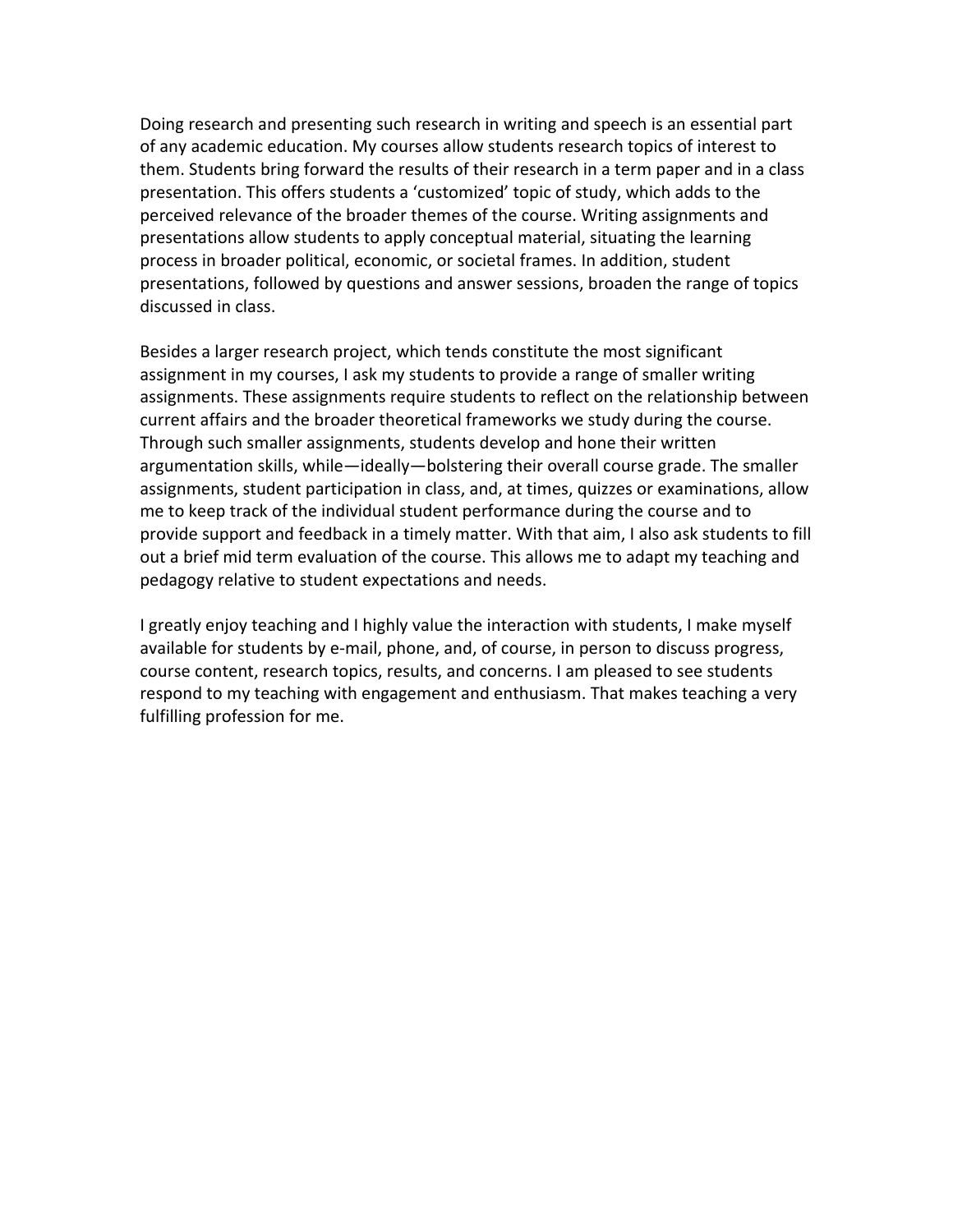Doing research and presenting such research in writing and speech is an essential part of any academic education. My courses allow students research topics of interest to them. Students bring forward the results of their research in a term paper and in a class presentation. This offers students a 'customized' topic of study, which adds to the perceived relevance of the broader themes of the course. Writing assignments and presentations allow students to apply conceptual material, situating the learning process in broader political, economic, or societal frames. In addition, student presentations, followed by questions and answer sessions, broaden the range of topics discussed in class.

Besides a larger research project, which tends constitute the most significant assignment in my courses, I ask my students to provide a range of smaller writing assignments. These assignments require students to reflect on the relationship between current affairs and the broader theoretical frameworks we study during the course. Through such smaller assignments, students develop and hone their written argumentation skills, while—ideally—bolstering their overall course grade. The smaller assignments, student participation in class, and, at times, quizzes or examinations, allow me to keep track of the individual student performance during the course and to provide support and feedback in a timely matter. With that aim, I also ask students to fill out a brief mid term evaluation of the course. This allows me to adapt my teaching and pedagogy relative to student expectations and needs.

I greatly enjoy teaching and I highly value the interaction with students, I make myself available for students by e-mail, phone, and, of course, in person to discuss progress, course content, research topics, results, and concerns. I am pleased to see students respond to my teaching with engagement and enthusiasm. That makes teaching a very fulfilling profession for me.